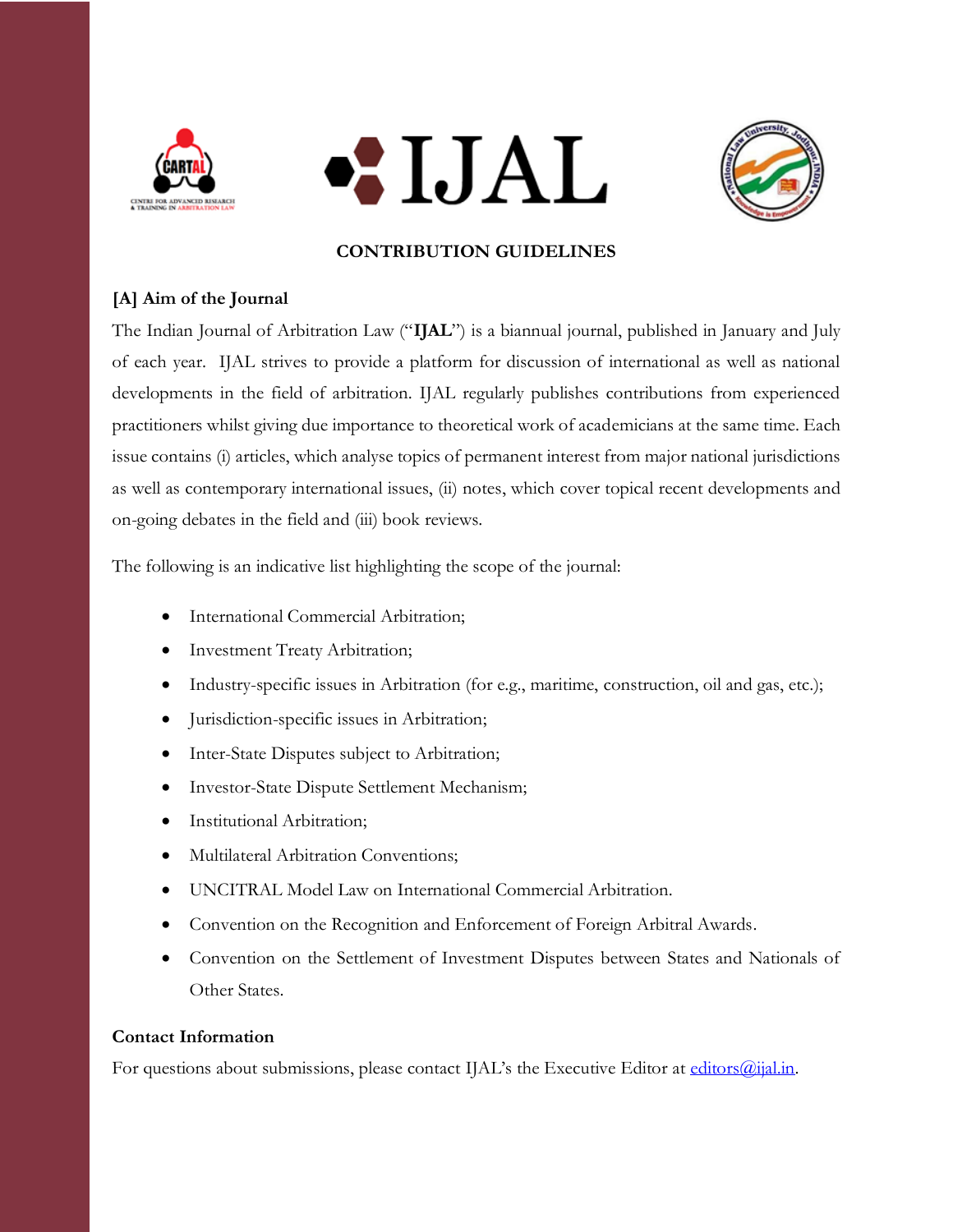# CONTRIBUTION GUIDELINES

## [A] Aim of the Journal

The Indian Journal of Arbitration Law ("**IJAL**") is a biannual journal, published in January and July of each year. IJAL strives to provide a platform for discussion of international as well as national developments in the field of arbitration. IJAL regularly publishes contributions from experienced practitioners whilst giving due importance to theoretical work of academicians at the same time. Each issue contains (i) articles, which analyse topics of permanent interest from major national jurisdictions as well as contemporary international issues, (ii) notes, which cover topical recent developments and on-going debates in the field and (iii) book reviews.

The following is an indicative list highlighting the scope of the journal:

- International Commercial Arbitration;
- Investment Treaty Arbitration;
- Industry-specific issues in Arbitration (for e.g., maritime, construction, oil and gas, etc.);
- Jurisdiction-specific issues in Arbitration;
- Inter-State Disputes subject to Arbitration;
- Investor-State Dispute Settlement Mechanism;
- Institutional Arbitration;
- Multilateral Arbitration Conventions;
- UNCITRAL Model Law on International Commercial Arbitration.
- Convention on the Recognition and Enforcement of Foreign Arbitral Awards.
- Convention on the Settlement of Investment Disputes between States and Nationals of Other States.

### Contact Information

For questions about submissions, please contact IJAL's the Executive Editor at editors@ijal.in.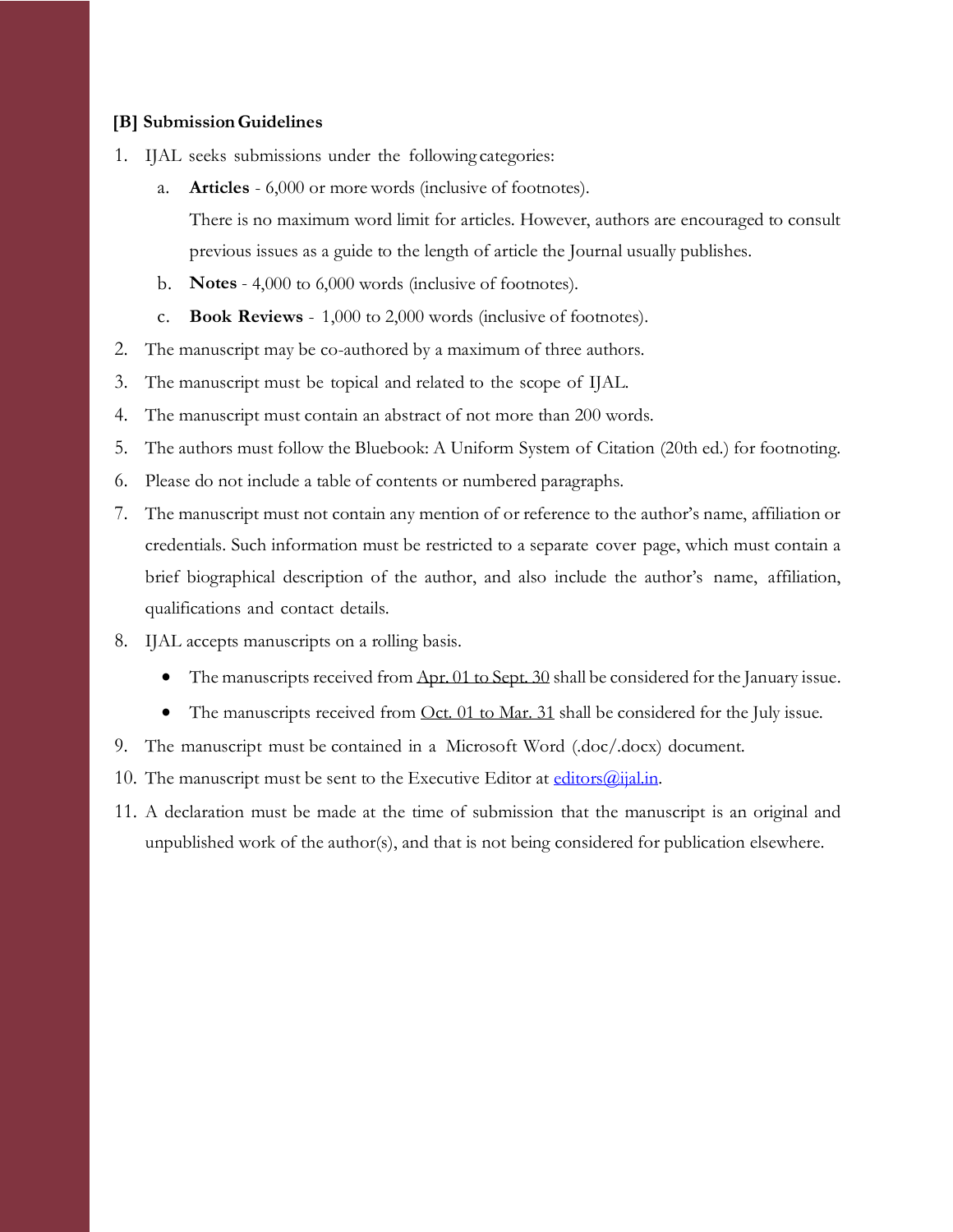**[B] Submission Guidelines**

1. IJAL seeks submissions under the following categories:
   a. **Articles** - 6,000 or more words (inclusive of footnotes).
      There is no maximum word limit for articles. However, authors are encouraged to consult previous issues as a guide to the length of article the Journal usually publishes.
   b. **Notes** - 4,000 to 6,000 words (inclusive of footnotes).
   c. **Book Reviews** - 1,000 to 2,000 words (inclusive of footnotes).
2. The manuscript may be co-authored by a maximum of three authors.
3. The manuscript must be topical and related to the scope of IJAL.
4. The manuscript must contain an abstract of not more than 200 words.
5. The authors must follow the Bluebook: A Uniform System of Citation (20th ed.) for footnoting.
6. Please do not include a table of contents or numbered paragraphs.
7. The manuscript must not contain any mention of or reference to the author's name, affiliation or credentials. Such information must be restricted to a separate cover page, which must contain a brief biographical description of the author, and also include the author's name, affiliation, qualifications and contact details.
8. IJAL accepts manuscripts on a rolling basis.
   - The manuscripts received from Apr. 01 to Sept. 30 shall be considered for the January issue.
   - The manuscripts received from Oct. 01 to Mar. 31 shall be considered for the July issue.
9. The manuscript must be contained in a Microsoft Word (.doc/.docx) document.
10. The manuscript must be sent to the Executive Editor at [editors@ijal.in](mailto:editors@ijal.in).
11. A declaration must be made at the time of submission that the manuscript is an original and unpublished work of the author(s), and that is not being considered for publication elsewhere.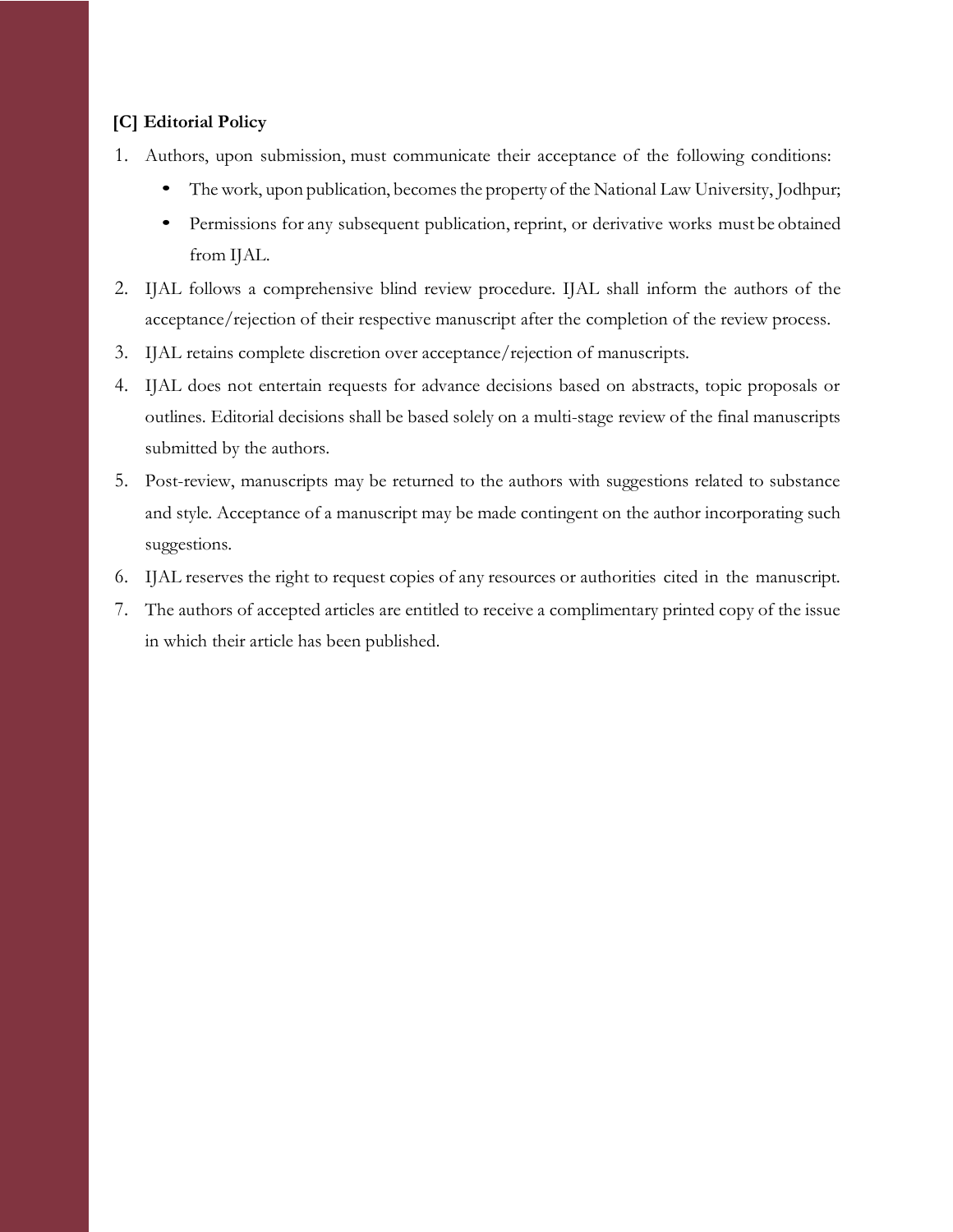**[C] Editorial Policy**

1. Authors, upon submission, must communicate their acceptance of the following conditions:
   - The work, upon publication, becomes the property of the National Law University, Jodhpur;
   - Permissions for any subsequent publication, reprint, or derivative works must be obtained from IJAL.
2. IJAL follows a comprehensive blind review procedure. IJAL shall inform the authors of the acceptance/rejection of their respective manuscript after the completion of the review process.
3. IJAL retains complete discretion over acceptance/rejection of manuscripts.
4. IJAL does not entertain requests for advance decisions based on abstracts, topic proposals or outlines. Editorial decisions shall be based solely on a multi-stage review of the final manuscripts submitted by the authors.
5. Post-review, manuscripts may be returned to the authors with suggestions related to substance and style. Acceptance of a manuscript may be made contingent on the author incorporating such suggestions.
6. IJAL reserves the right to request copies of any resources or authorities cited in the manuscript.
7. The authors of accepted articles are entitled to receive a complimentary printed copy of the issue in which their article has been published.